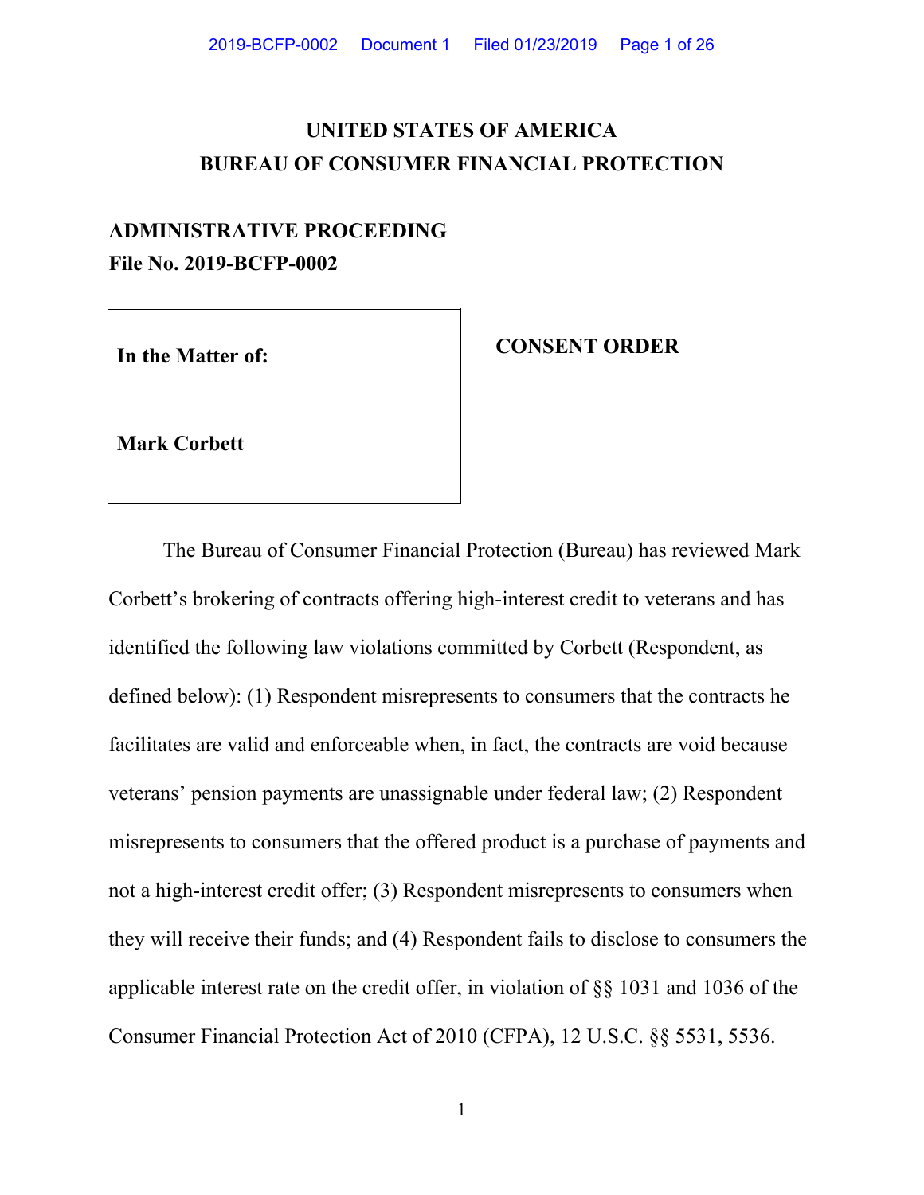# UNITED STATES OF AMERICA
# BUREAU OF CONSUMER FINANCIAL PROTECTION

**ADMINISTRATIVE PROCEEDING**
**File No. 2019-BCFP-0002**

| **In the Matter of:** <br><br> **Mark Corbett** | **CONSENT ORDER** |
|---|---|

The Bureau of Consumer Financial Protection (Bureau) has reviewed Mark Corbett's brokering of contracts offering high-interest credit to veterans and has identified the following law violations committed by Corbett (Respondent, as defined below): (1) Respondent misrepresents to consumers that the contracts he facilitates are valid and enforceable when, in fact, the contracts are void because veterans' pension payments are unassignable under federal law; (2) Respondent misrepresents to consumers that the offered product is a purchase of payments and not a high-interest credit offer; (3) Respondent misrepresents to consumers when they will receive their funds; and (4) Respondent fails to disclose to consumers the applicable interest rate on the credit offer, in violation of §§ 1031 and 1036 of the Consumer Financial Protection Act of 2010 (CFPA), 12 U.S.C. §§ 5531, 5536.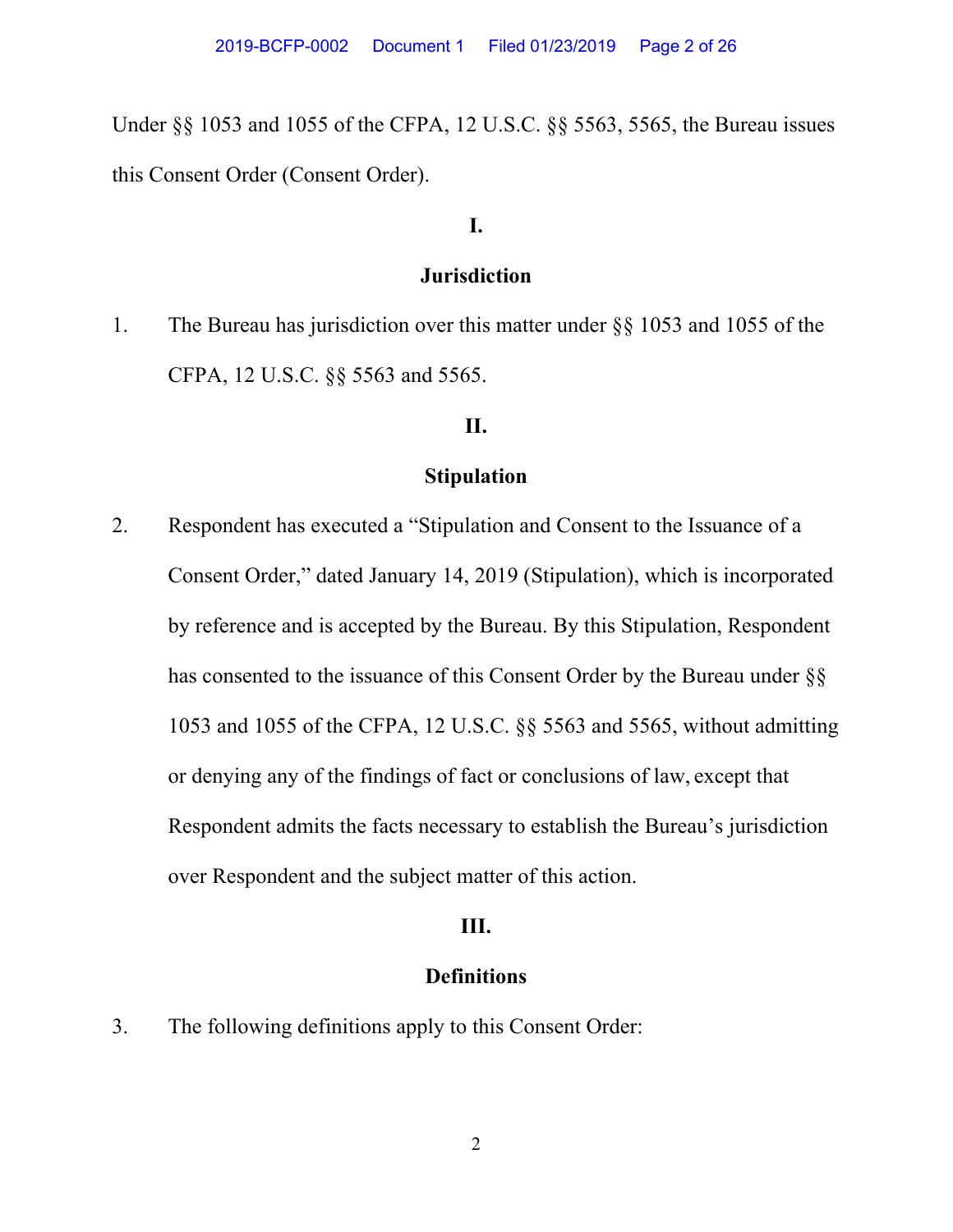Under §§ 1053 and 1055 of the CFPA, 12 U.S.C. §§ 5563, 5565, the Bureau issues this Consent Order (Consent Order).

## I.

## Jurisdiction

1. The Bureau has jurisdiction over this matter under §§ 1053 and 1055 of the CFPA, 12 U.S.C. §§ 5563 and 5565.

## II.

## Stipulation

2. Respondent has executed a "Stipulation and Consent to the Issuance of a Consent Order," dated January 14, 2019 (Stipulation), which is incorporated by reference and is accepted by the Bureau. By this Stipulation, Respondent has consented to the issuance of this Consent Order by the Bureau under §§ 1053 and 1055 of the CFPA, 12 U.S.C. §§ 5563 and 5565, without admitting or denying any of the findings of fact or conclusions of law, except that Respondent admits the facts necessary to establish the Bureau's jurisdiction over Respondent and the subject matter of this action.

## III.

## Definitions

3. The following definitions apply to this Consent Order: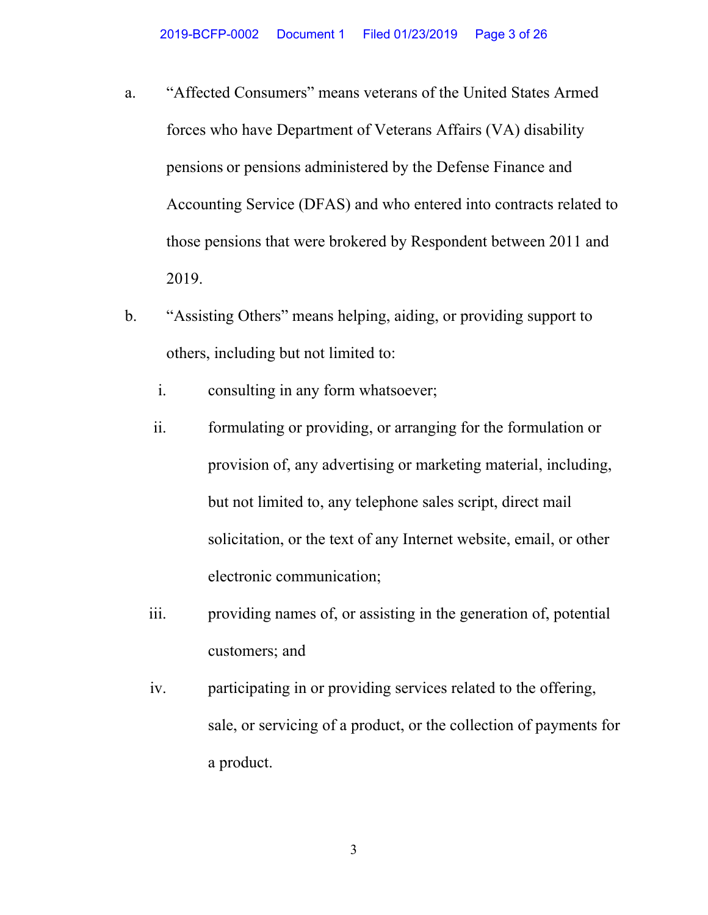a. "Affected Consumers" means veterans of the United States Armed forces who have Department of Veterans Affairs (VA) disability pensions or pensions administered by the Defense Finance and Accounting Service (DFAS) and who entered into contracts related to those pensions that were brokered by Respondent between 2011 and 2019.

b. "Assisting Others" means helping, aiding, or providing support to others, including but not limited to:

   i. consulting in any form whatsoever;

   ii. formulating or providing, or arranging for the formulation or provision of, any advertising or marketing material, including, but not limited to, any telephone sales script, direct mail solicitation, or the text of any Internet website, email, or other electronic communication;

   iii. providing names of, or assisting in the generation of, potential customers; and

   iv. participating in or providing services related to the offering, sale, or servicing of a product, or the collection of payments for a product.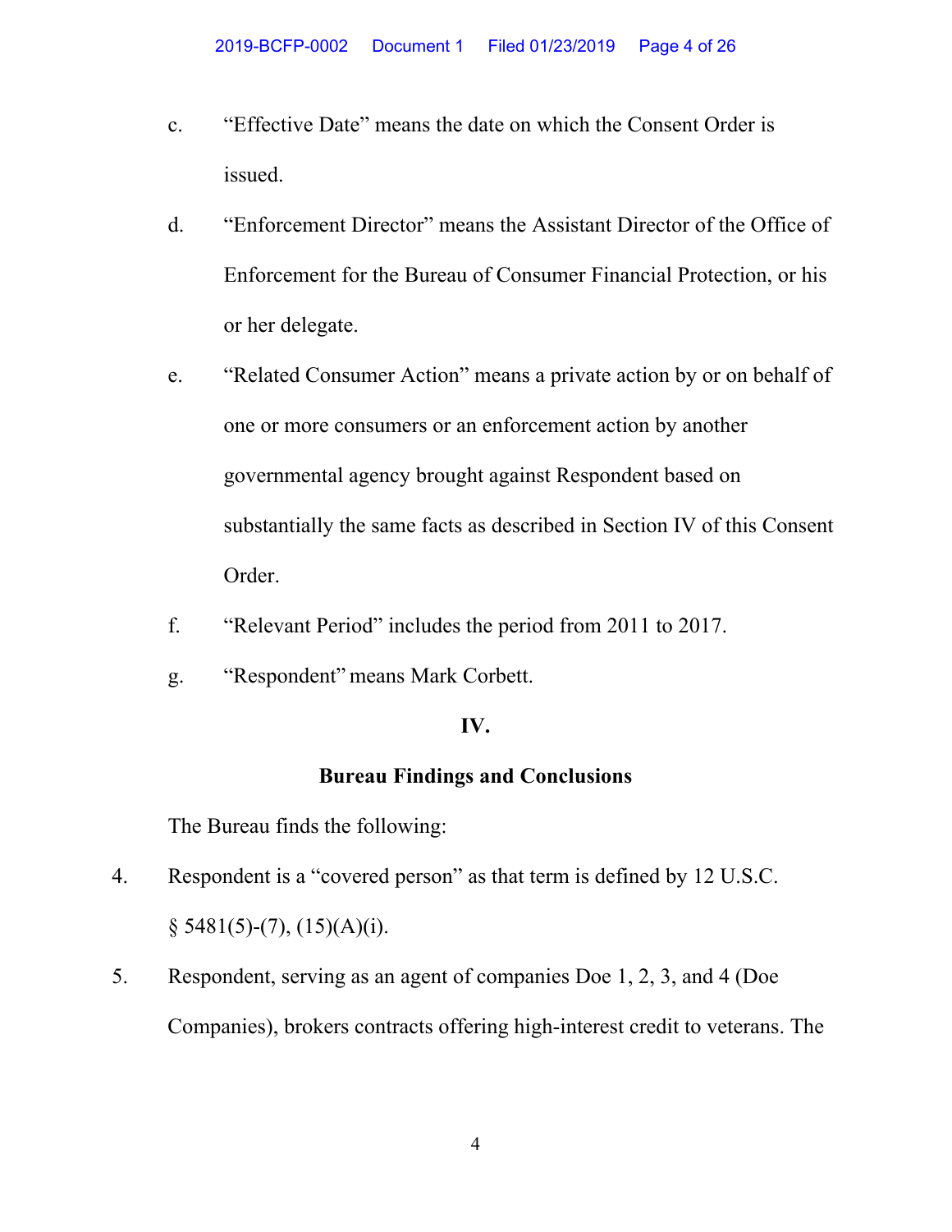c. "Effective Date" means the date on which the Consent Order is issued.

d. "Enforcement Director" means the Assistant Director of the Office of Enforcement for the Bureau of Consumer Financial Protection, or his or her delegate.

e. "Related Consumer Action" means a private action by or on behalf of one or more consumers or an enforcement action by another governmental agency brought against Respondent based on substantially the same facts as described in Section IV of this Consent Order.

f. "Relevant Period" includes the period from 2011 to 2017.

g. "Respondent" means Mark Corbett.

## IV.

## Bureau Findings and Conclusions

The Bureau finds the following:

4. Respondent is a "covered person" as that term is defined by 12 U.S.C. § 5481(5)-(7), (15)(A)(i).

5. Respondent, serving as an agent of companies Doe 1, 2, 3, and 4 (Doe Companies), brokers contracts offering high-interest credit to veterans. The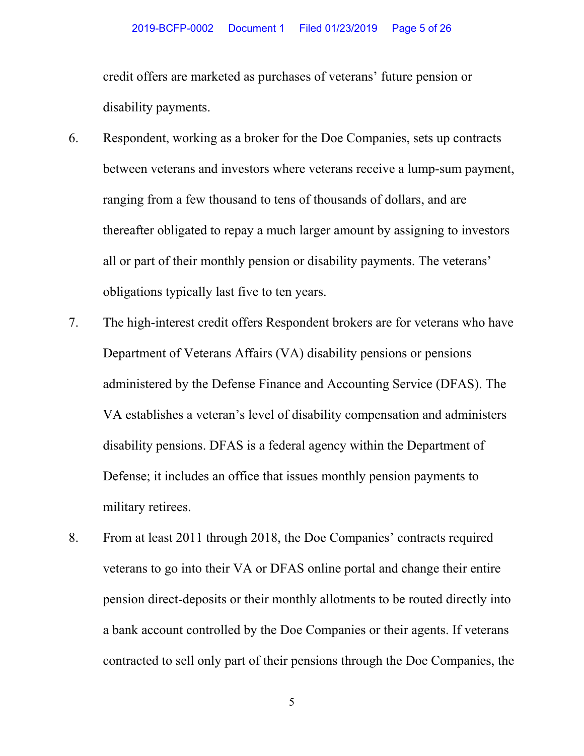credit offers are marketed as purchases of veterans' future pension or disability payments.

6. Respondent, working as a broker for the Doe Companies, sets up contracts between veterans and investors where veterans receive a lump-sum payment, ranging from a few thousand to tens of thousands of dollars, and are thereafter obligated to repay a much larger amount by assigning to investors all or part of their monthly pension or disability payments. The veterans' obligations typically last five to ten years.

7. The high-interest credit offers Respondent brokers are for veterans who have Department of Veterans Affairs (VA) disability pensions or pensions administered by the Defense Finance and Accounting Service (DFAS). The VA establishes a veteran's level of disability compensation and administers disability pensions. DFAS is a federal agency within the Department of Defense; it includes an office that issues monthly pension payments to military retirees.

8. From at least 2011 through 2018, the Doe Companies' contracts required veterans to go into their VA or DFAS online portal and change their entire pension direct-deposits or their monthly allotments to be routed directly into a bank account controlled by the Doe Companies or their agents. If veterans contracted to sell only part of their pensions through the Doe Companies, the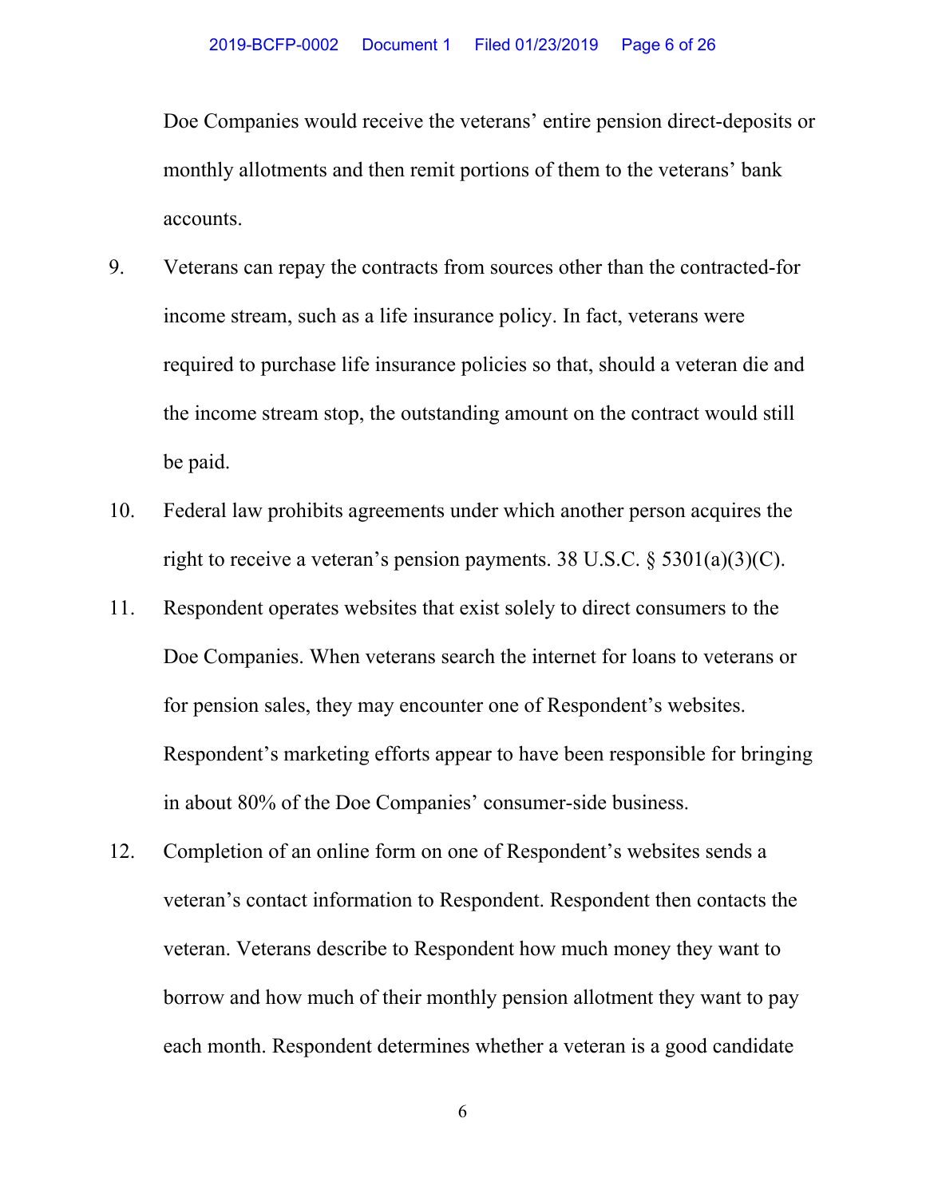Doe Companies would receive the veterans' entire pension direct-deposits or monthly allotments and then remit portions of them to the veterans' bank accounts.

9. Veterans can repay the contracts from sources other than the contracted-for income stream, such as a life insurance policy. In fact, veterans were required to purchase life insurance policies so that, should a veteran die and the income stream stop, the outstanding amount on the contract would still be paid.

10. Federal law prohibits agreements under which another person acquires the right to receive a veteran's pension payments. 38 U.S.C. § 5301(a)(3)(C).

11. Respondent operates websites that exist solely to direct consumers to the Doe Companies. When veterans search the internet for loans to veterans or for pension sales, they may encounter one of Respondent's websites. Respondent's marketing efforts appear to have been responsible for bringing in about 80% of the Doe Companies' consumer-side business.

12. Completion of an online form on one of Respondent's websites sends a veteran's contact information to Respondent. Respondent then contacts the veteran. Veterans describe to Respondent how much money they want to borrow and how much of their monthly pension allotment they want to pay each month. Respondent determines whether a veteran is a good candidate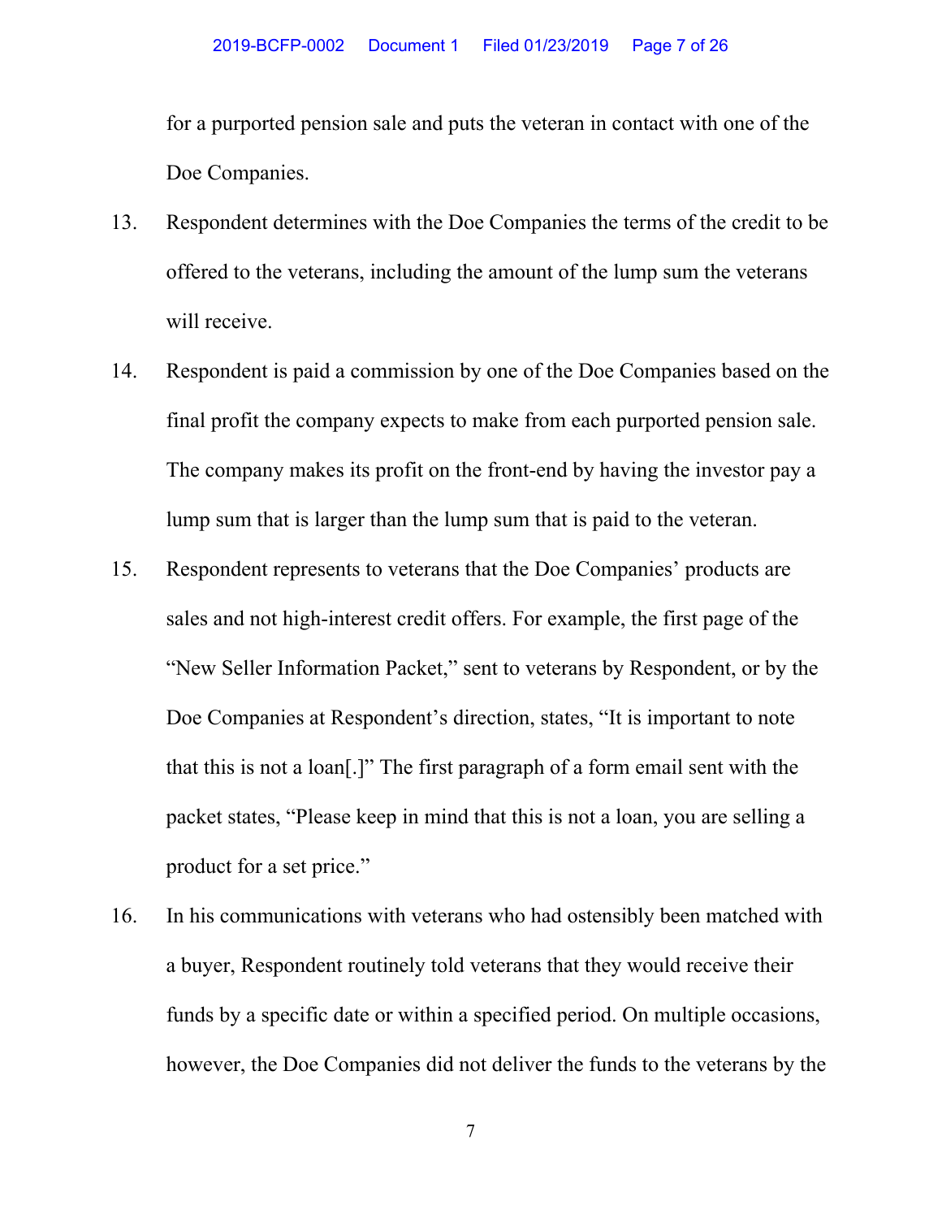for a purported pension sale and puts the veteran in contact with one of the Doe Companies.

13. Respondent determines with the Doe Companies the terms of the credit to be offered to the veterans, including the amount of the lump sum the veterans will receive.

14. Respondent is paid a commission by one of the Doe Companies based on the final profit the company expects to make from each purported pension sale. The company makes its profit on the front-end by having the investor pay a lump sum that is larger than the lump sum that is paid to the veteran.

15. Respondent represents to veterans that the Doe Companies' products are sales and not high-interest credit offers. For example, the first page of the "New Seller Information Packet," sent to veterans by Respondent, or by the Doe Companies at Respondent's direction, states, "It is important to note that this is not a loan[.]" The first paragraph of a form email sent with the packet states, "Please keep in mind that this is not a loan, you are selling a product for a set price."

16. In his communications with veterans who had ostensibly been matched with a buyer, Respondent routinely told veterans that they would receive their funds by a specific date or within a specified period. On multiple occasions, however, the Doe Companies did not deliver the funds to the veterans by the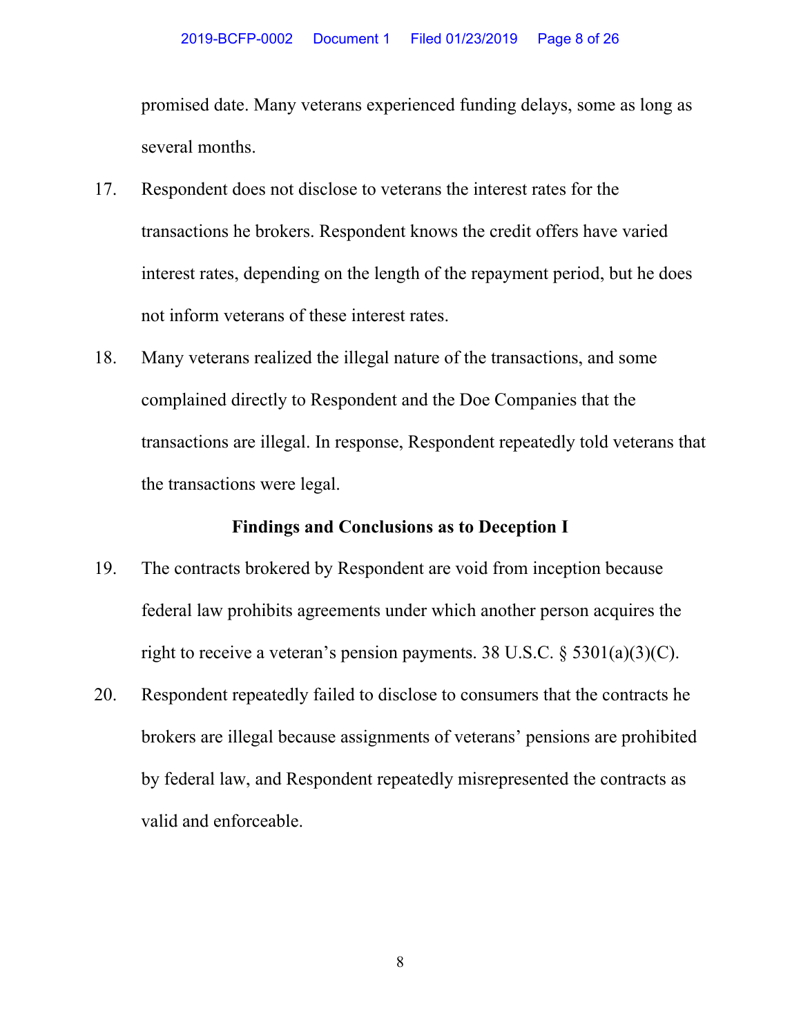promised date. Many veterans experienced funding delays, some as long as several months.

17. Respondent does not disclose to veterans the interest rates for the transactions he brokers. Respondent knows the credit offers have varied interest rates, depending on the length of the repayment period, but he does not inform veterans of these interest rates.

18. Many veterans realized the illegal nature of the transactions, and some complained directly to Respondent and the Doe Companies that the transactions are illegal. In response, Respondent repeatedly told veterans that the transactions were legal.

### Findings and Conclusions as to Deception I

19. The contracts brokered by Respondent are void from inception because federal law prohibits agreements under which another person acquires the right to receive a veteran's pension payments. 38 U.S.C. § 5301(a)(3)(C).

20. Respondent repeatedly failed to disclose to consumers that the contracts he brokers are illegal because assignments of veterans' pensions are prohibited by federal law, and Respondent repeatedly misrepresented the contracts as valid and enforceable.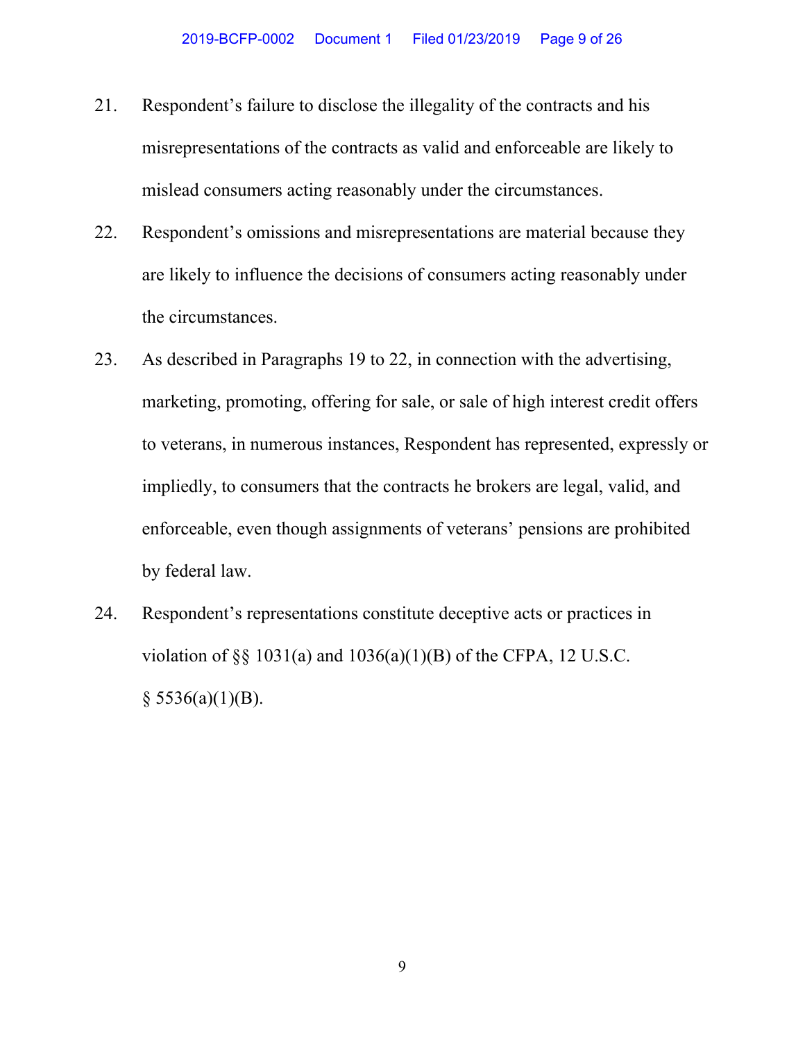21. Respondent's failure to disclose the illegality of the contracts and his misrepresentations of the contracts as valid and enforceable are likely to mislead consumers acting reasonably under the circumstances.

22. Respondent's omissions and misrepresentations are material because they are likely to influence the decisions of consumers acting reasonably under the circumstances.

23. As described in Paragraphs 19 to 22, in connection with the advertising, marketing, promoting, offering for sale, or sale of high interest credit offers to veterans, in numerous instances, Respondent has represented, expressly or impliedly, to consumers that the contracts he brokers are legal, valid, and enforceable, even though assignments of veterans' pensions are prohibited by federal law.

24. Respondent's representations constitute deceptive acts or practices in violation of §§ 1031(a) and 1036(a)(1)(B) of the CFPA, 12 U.S.C. § 5536(a)(1)(B).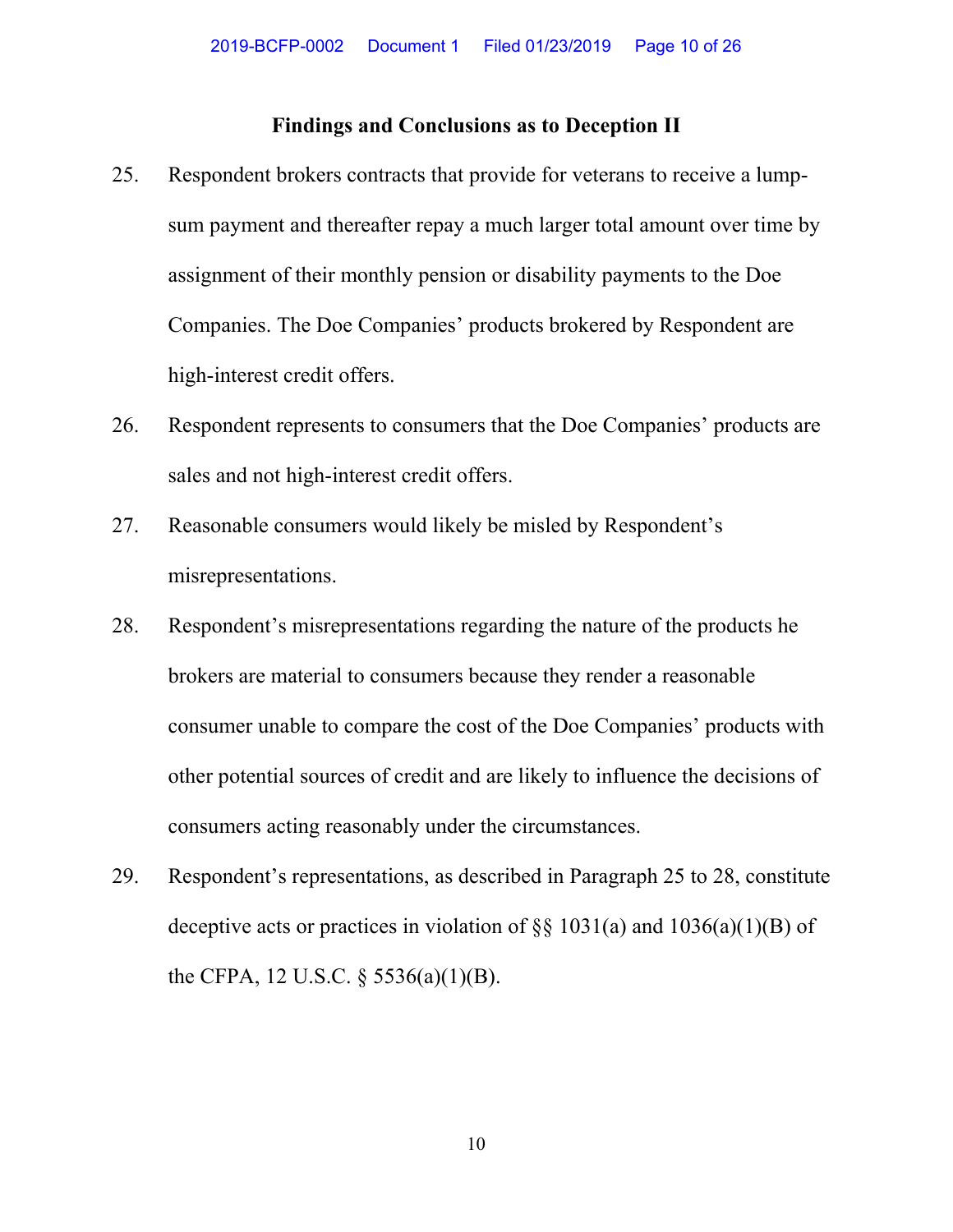## Findings and Conclusions as to Deception II

25. Respondent brokers contracts that provide for veterans to receive a lump-sum payment and thereafter repay a much larger total amount over time by assignment of their monthly pension or disability payments to the Doe Companies. The Doe Companies' products brokered by Respondent are high-interest credit offers.

26. Respondent represents to consumers that the Doe Companies' products are sales and not high-interest credit offers.

27. Reasonable consumers would likely be misled by Respondent's misrepresentations.

28. Respondent's misrepresentations regarding the nature of the products he brokers are material to consumers because they render a reasonable consumer unable to compare the cost of the Doe Companies' products with other potential sources of credit and are likely to influence the decisions of consumers acting reasonably under the circumstances.

29. Respondent's representations, as described in Paragraph 25 to 28, constitute deceptive acts or practices in violation of §§ 1031(a) and 1036(a)(1)(B) of the CFPA, 12 U.S.C. § 5536(a)(1)(B).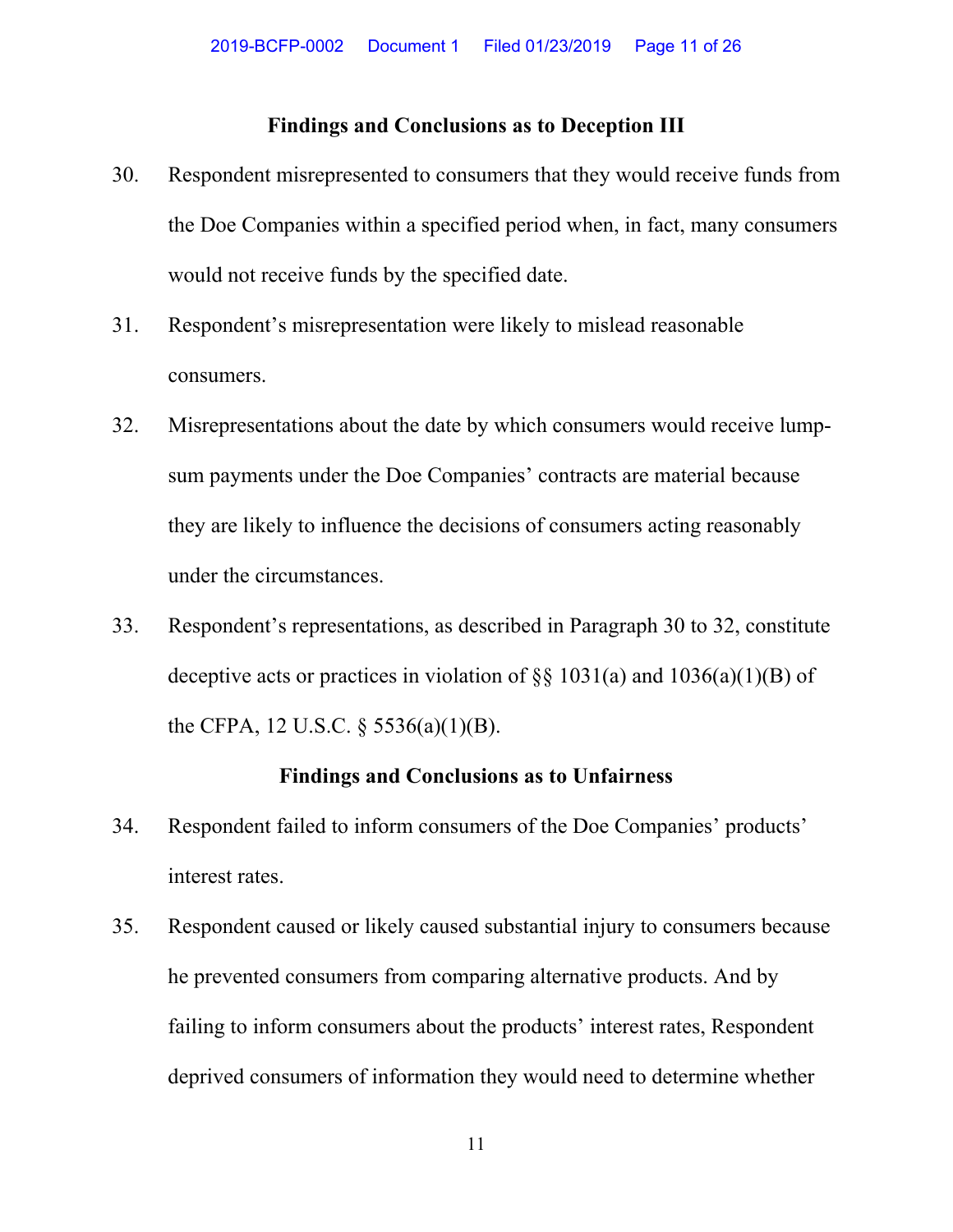### Findings and Conclusions as to Deception III

30. Respondent misrepresented to consumers that they would receive funds from the Doe Companies within a specified period when, in fact, many consumers would not receive funds by the specified date.

31. Respondent's misrepresentation were likely to mislead reasonable consumers.

32. Misrepresentations about the date by which consumers would receive lump-sum payments under the Doe Companies' contracts are material because they are likely to influence the decisions of consumers acting reasonably under the circumstances.

33. Respondent's representations, as described in Paragraph 30 to 32, constitute deceptive acts or practices in violation of §§ 1031(a) and 1036(a)(1)(B) of the CFPA, 12 U.S.C. § 5536(a)(1)(B).

### Findings and Conclusions as to Unfairness

34. Respondent failed to inform consumers of the Doe Companies' products' interest rates.

35. Respondent caused or likely caused substantial injury to consumers because he prevented consumers from comparing alternative products. And by failing to inform consumers about the products' interest rates, Respondent deprived consumers of information they would need to determine whether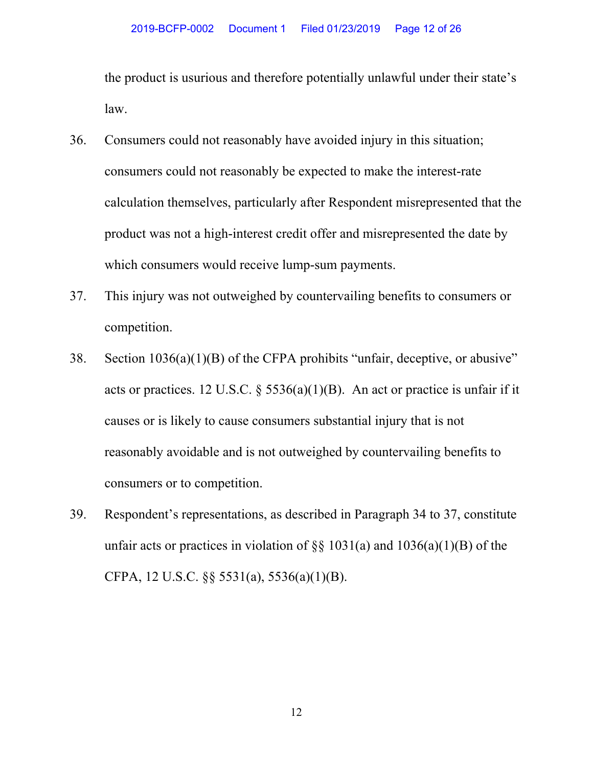the product is usurious and therefore potentially unlawful under their state's law.

36. Consumers could not reasonably have avoided injury in this situation; consumers could not reasonably be expected to make the interest-rate calculation themselves, particularly after Respondent misrepresented that the product was not a high-interest credit offer and misrepresented the date by which consumers would receive lump-sum payments.

37. This injury was not outweighed by countervailing benefits to consumers or competition.

38. Section 1036(a)(1)(B) of the CFPA prohibits "unfair, deceptive, or abusive" acts or practices. 12 U.S.C. § 5536(a)(1)(B). An act or practice is unfair if it causes or is likely to cause consumers substantial injury that is not reasonably avoidable and is not outweighed by countervailing benefits to consumers or to competition.

39. Respondent's representations, as described in Paragraph 34 to 37, constitute unfair acts or practices in violation of §§ 1031(a) and 1036(a)(1)(B) of the CFPA, 12 U.S.C. §§ 5531(a), 5536(a)(1)(B).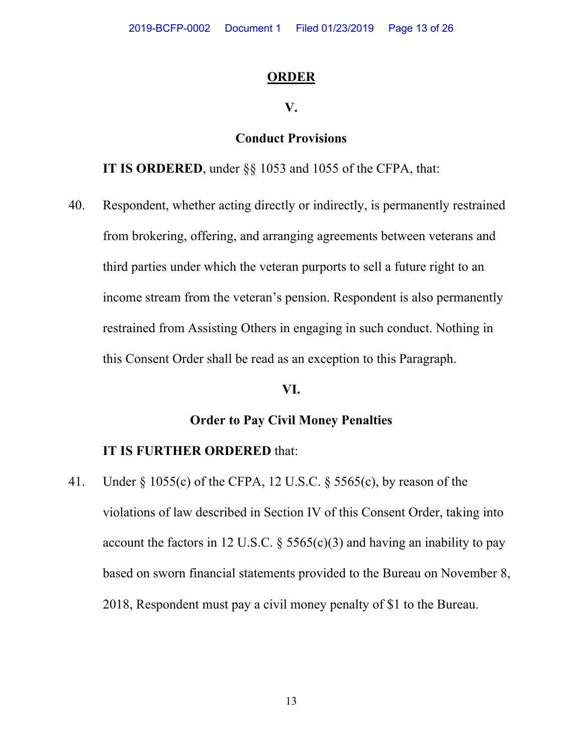# ORDER

## V.

## Conduct Provisions

**IT IS ORDERED**, under §§ 1053 and 1055 of the CFPA, that:

40. Respondent, whether acting directly or indirectly, is permanently restrained from brokering, offering, and arranging agreements between veterans and third parties under which the veteran purports to sell a future right to an income stream from the veteran's pension. Respondent is also permanently restrained from Assisting Others in engaging in such conduct. Nothing in this Consent Order shall be read as an exception to this Paragraph.

## VI.

## Order to Pay Civil Money Penalties

**IT IS FURTHER ORDERED** that:

41. Under § 1055(c) of the CFPA, 12 U.S.C. § 5565(c), by reason of the violations of law described in Section IV of this Consent Order, taking into account the factors in 12 U.S.C. § 5565(c)(3) and having an inability to pay based on sworn financial statements provided to the Bureau on November 8, 2018, Respondent must pay a civil money penalty of $1 to the Bureau.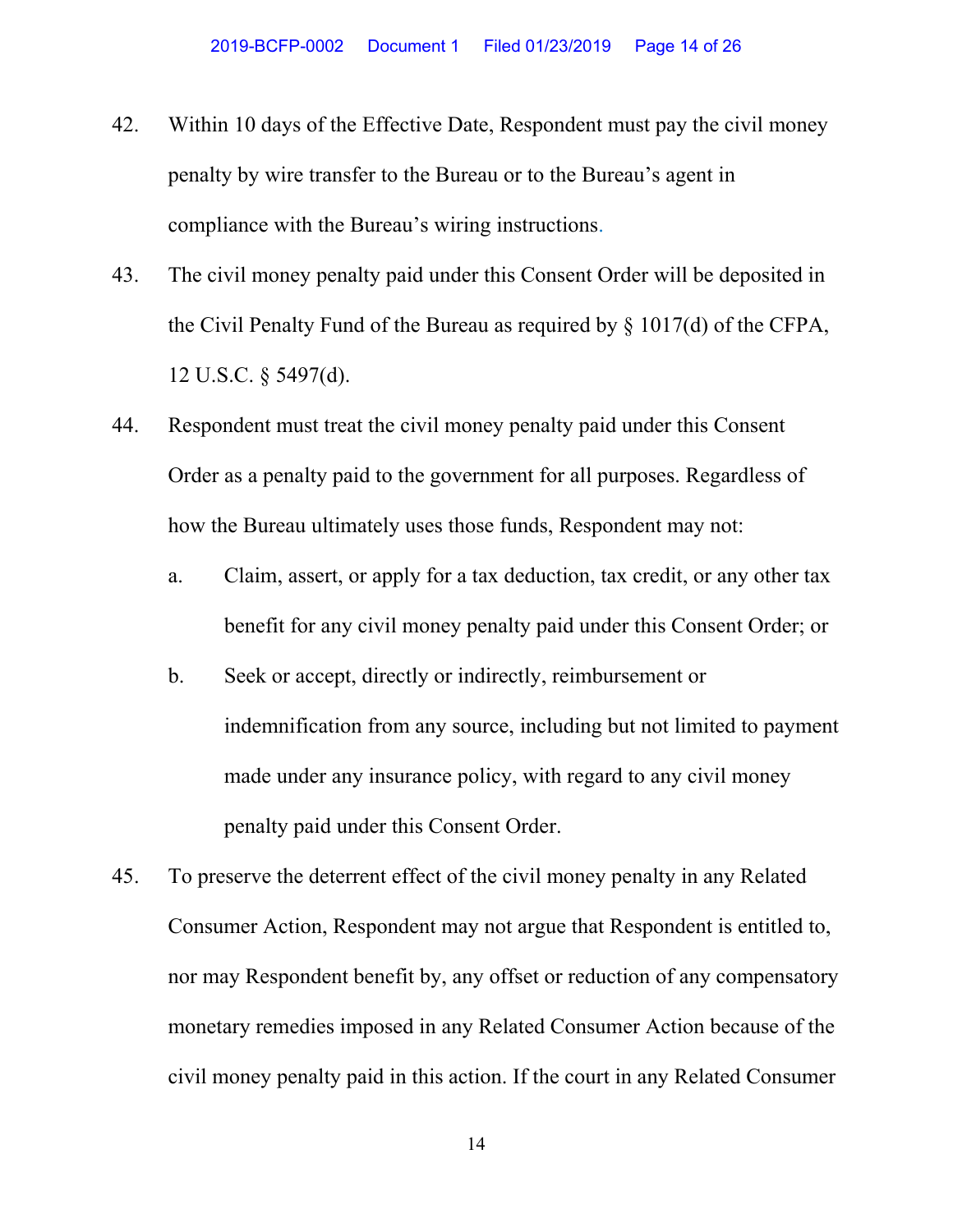42. Within 10 days of the Effective Date, Respondent must pay the civil money penalty by wire transfer to the Bureau or to the Bureau's agent in compliance with the Bureau's wiring instructions.

43. The civil money penalty paid under this Consent Order will be deposited in the Civil Penalty Fund of the Bureau as required by § 1017(d) of the CFPA, 12 U.S.C. § 5497(d).

44. Respondent must treat the civil money penalty paid under this Consent Order as a penalty paid to the government for all purposes. Regardless of how the Bureau ultimately uses those funds, Respondent may not:

    a. Claim, assert, or apply for a tax deduction, tax credit, or any other tax benefit for any civil money penalty paid under this Consent Order; or

    b. Seek or accept, directly or indirectly, reimbursement or indemnification from any source, including but not limited to payment made under any insurance policy, with regard to any civil money penalty paid under this Consent Order.

45. To preserve the deterrent effect of the civil money penalty in any Related Consumer Action, Respondent may not argue that Respondent is entitled to, nor may Respondent benefit by, any offset or reduction of any compensatory monetary remedies imposed in any Related Consumer Action because of the civil money penalty paid in this action. If the court in any Related Consumer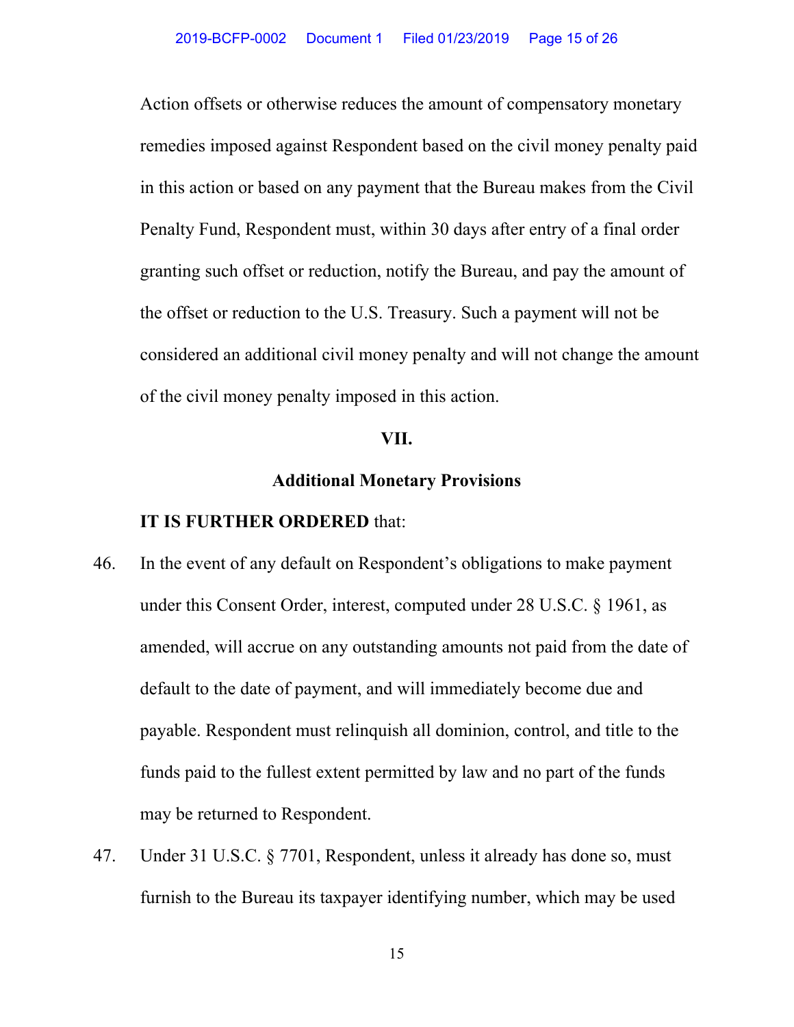Action offsets or otherwise reduces the amount of compensatory monetary remedies imposed against Respondent based on the civil money penalty paid in this action or based on any payment that the Bureau makes from the Civil Penalty Fund, Respondent must, within 30 days after entry of a final order granting such offset or reduction, notify the Bureau, and pay the amount of the offset or reduction to the U.S. Treasury. Such a payment will not be considered an additional civil money penalty and will not change the amount of the civil money penalty imposed in this action.

## VII.

## Additional Monetary Provisions

**IT IS FURTHER ORDERED** that:

46. In the event of any default on Respondent's obligations to make payment under this Consent Order, interest, computed under 28 U.S.C. § 1961, as amended, will accrue on any outstanding amounts not paid from the date of default to the date of payment, and will immediately become due and payable. Respondent must relinquish all dominion, control, and title to the funds paid to the fullest extent permitted by law and no part of the funds may be returned to Respondent.

47. Under 31 U.S.C. § 7701, Respondent, unless it already has done so, must furnish to the Bureau its taxpayer identifying number, which may be used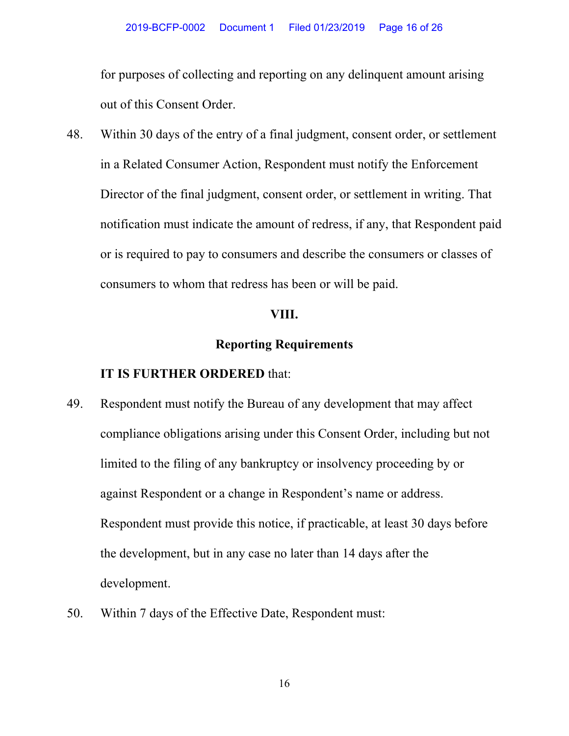for purposes of collecting and reporting on any delinquent amount arising out of this Consent Order.

48. Within 30 days of the entry of a final judgment, consent order, or settlement in a Related Consumer Action, Respondent must notify the Enforcement Director of the final judgment, consent order, or settlement in writing. That notification must indicate the amount of redress, if any, that Respondent paid or is required to pay to consumers and describe the consumers or classes of consumers to whom that redress has been or will be paid.

## VIII.

## Reporting Requirements

**IT IS FURTHER ORDERED** that:

49. Respondent must notify the Bureau of any development that may affect compliance obligations arising under this Consent Order, including but not limited to the filing of any bankruptcy or insolvency proceeding by or against Respondent or a change in Respondent's name or address. Respondent must provide this notice, if practicable, at least 30 days before the development, but in any case no later than 14 days after the development.

50. Within 7 days of the Effective Date, Respondent must: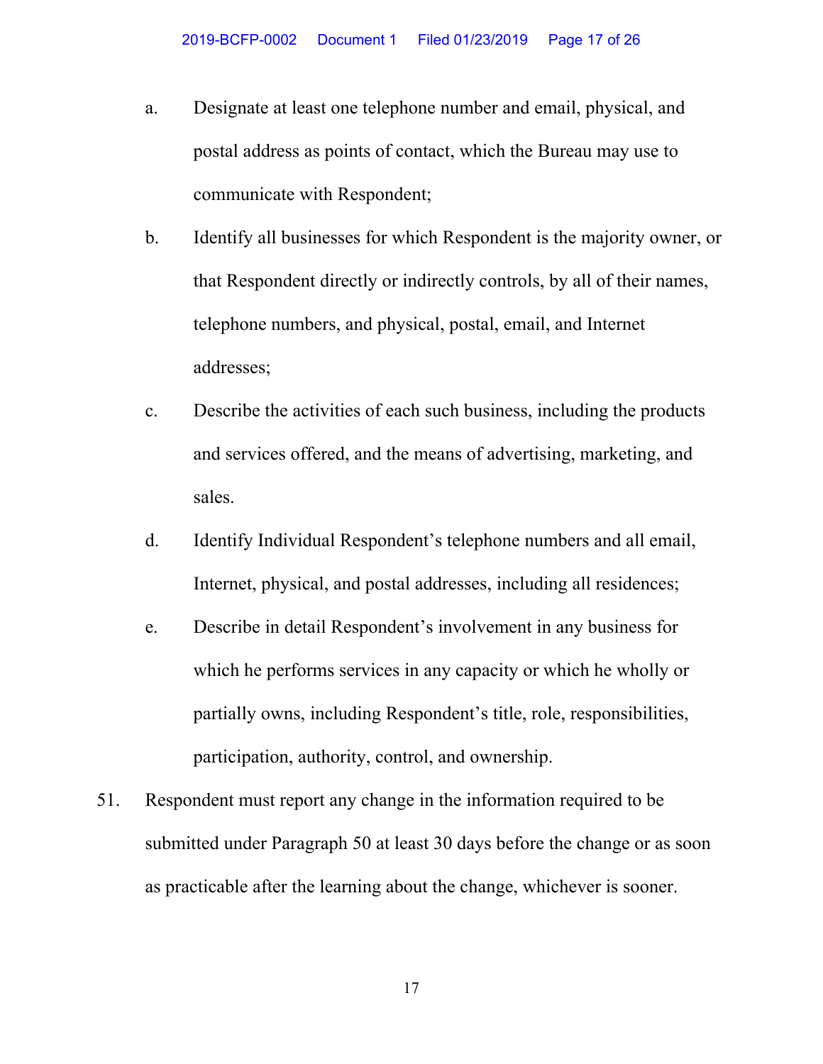a. Designate at least one telephone number and email, physical, and postal address as points of contact, which the Bureau may use to communicate with Respondent;

b. Identify all businesses for which Respondent is the majority owner, or that Respondent directly or indirectly controls, by all of their names, telephone numbers, and physical, postal, email, and Internet addresses;

c. Describe the activities of each such business, including the products and services offered, and the means of advertising, marketing, and sales.

d. Identify Individual Respondent's telephone numbers and all email, Internet, physical, and postal addresses, including all residences;

e. Describe in detail Respondent's involvement in any business for which he performs services in any capacity or which he wholly or partially owns, including Respondent's title, role, responsibilities, participation, authority, control, and ownership.

51. Respondent must report any change in the information required to be submitted under Paragraph 50 at least 30 days before the change or as soon as practicable after the learning about the change, whichever is sooner.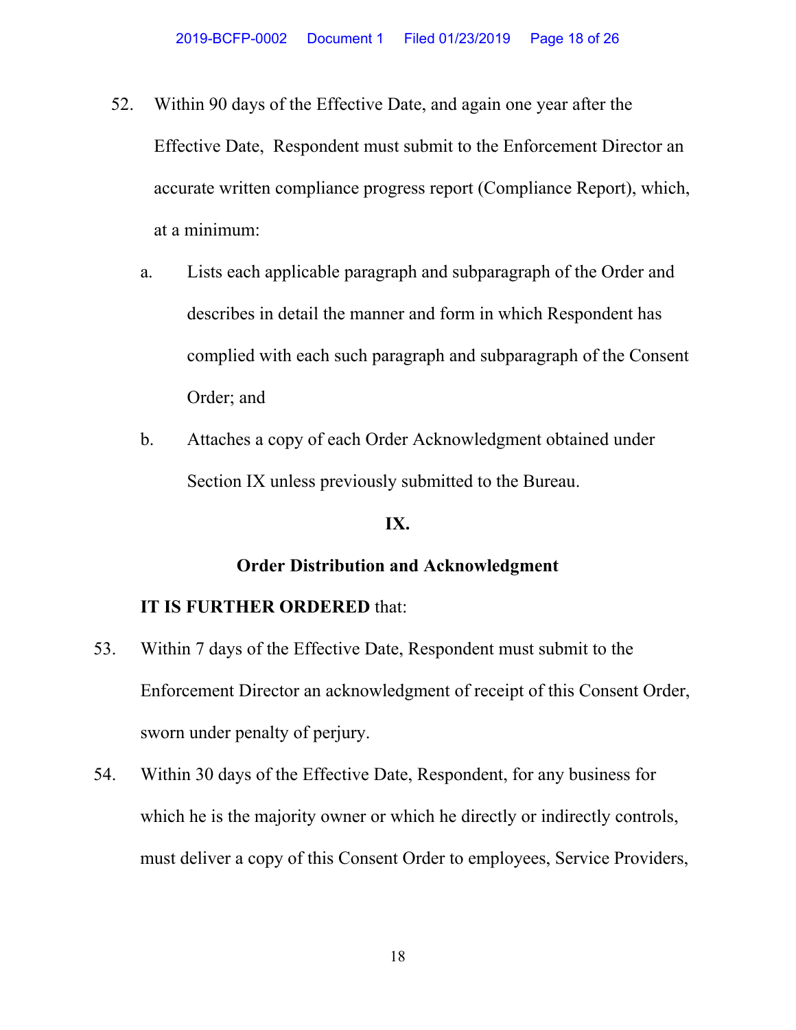52. Within 90 days of the Effective Date, and again one year after the Effective Date, Respondent must submit to the Enforcement Director an accurate written compliance progress report (Compliance Report), which, at a minimum:

    a. Lists each applicable paragraph and subparagraph of the Order and describes in detail the manner and form in which Respondent has complied with each such paragraph and subparagraph of the Consent Order; and

    b. Attaches a copy of each Order Acknowledgment obtained under Section IX unless previously submitted to the Bureau.

**IX.**

**Order Distribution and Acknowledgment**

**IT IS FURTHER ORDERED** that:

53. Within 7 days of the Effective Date, Respondent must submit to the Enforcement Director an acknowledgment of receipt of this Consent Order, sworn under penalty of perjury.

54. Within 30 days of the Effective Date, Respondent, for any business for which he is the majority owner or which he directly or indirectly controls, must deliver a copy of this Consent Order to employees, Service Providers,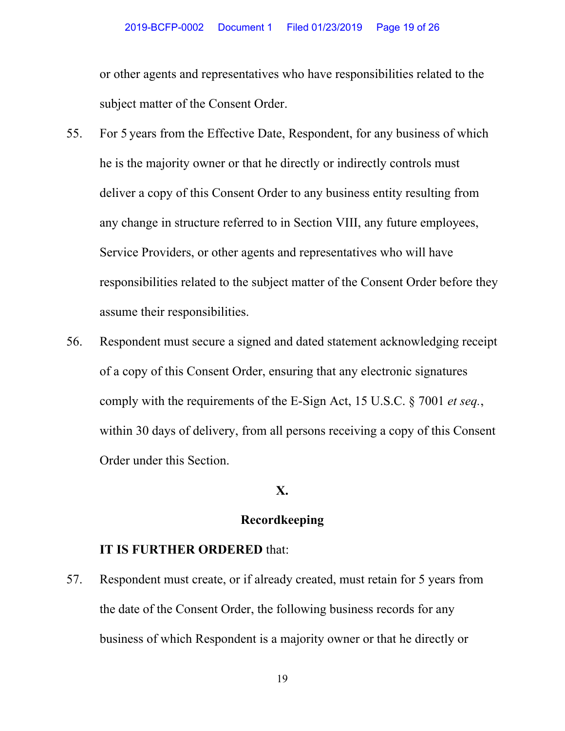or other agents and representatives who have responsibilities related to the subject matter of the Consent Order.

55. For 5 years from the Effective Date, Respondent, for any business of which he is the majority owner or that he directly or indirectly controls must deliver a copy of this Consent Order to any business entity resulting from any change in structure referred to in Section VIII, any future employees, Service Providers, or other agents and representatives who will have responsibilities related to the subject matter of the Consent Order before they assume their responsibilities.

56. Respondent must secure a signed and dated statement acknowledging receipt of a copy of this Consent Order, ensuring that any electronic signatures comply with the requirements of the E-Sign Act, 15 U.S.C. § 7001 *et seq.*, within 30 days of delivery, from all persons receiving a copy of this Consent Order under this Section.

## X.

## Recordkeeping

**IT IS FURTHER ORDERED** that:

57. Respondent must create, or if already created, must retain for 5 years from the date of the Consent Order, the following business records for any business of which Respondent is a majority owner or that he directly or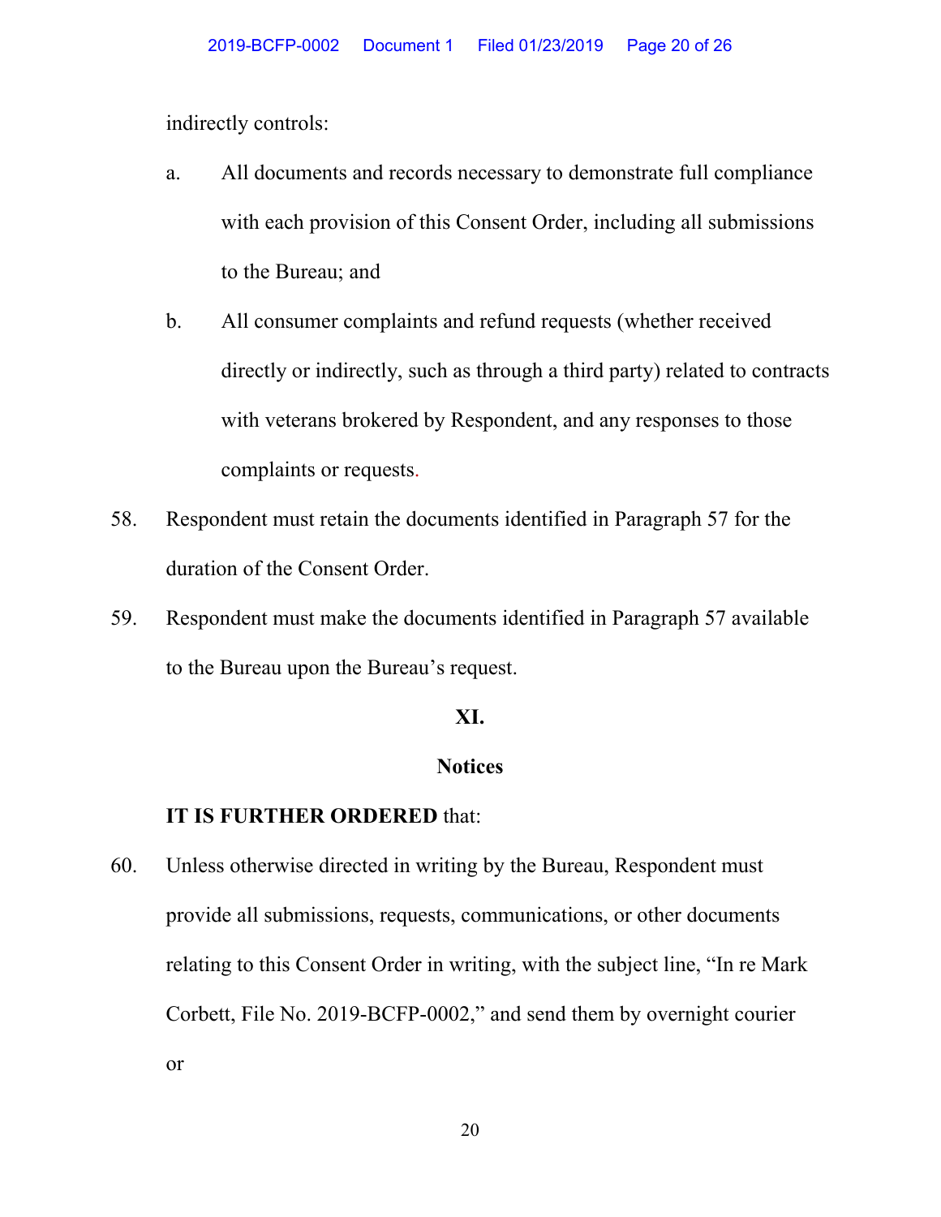indirectly controls:

a. All documents and records necessary to demonstrate full compliance with each provision of this Consent Order, including all submissions to the Bureau; and

b. All consumer complaints and refund requests (whether received directly or indirectly, such as through a third party) related to contracts with veterans brokered by Respondent, and any responses to those complaints or requests.

58. Respondent must retain the documents identified in Paragraph 57 for the duration of the Consent Order.

59. Respondent must make the documents identified in Paragraph 57 available to the Bureau upon the Bureau's request.

## XI.

## Notices

**IT IS FURTHER ORDERED** that:

60. Unless otherwise directed in writing by the Bureau, Respondent must provide all submissions, requests, communications, or other documents relating to this Consent Order in writing, with the subject line, "In re Mark Corbett, File No. 2019-BCFP-0002," and send them by overnight courier or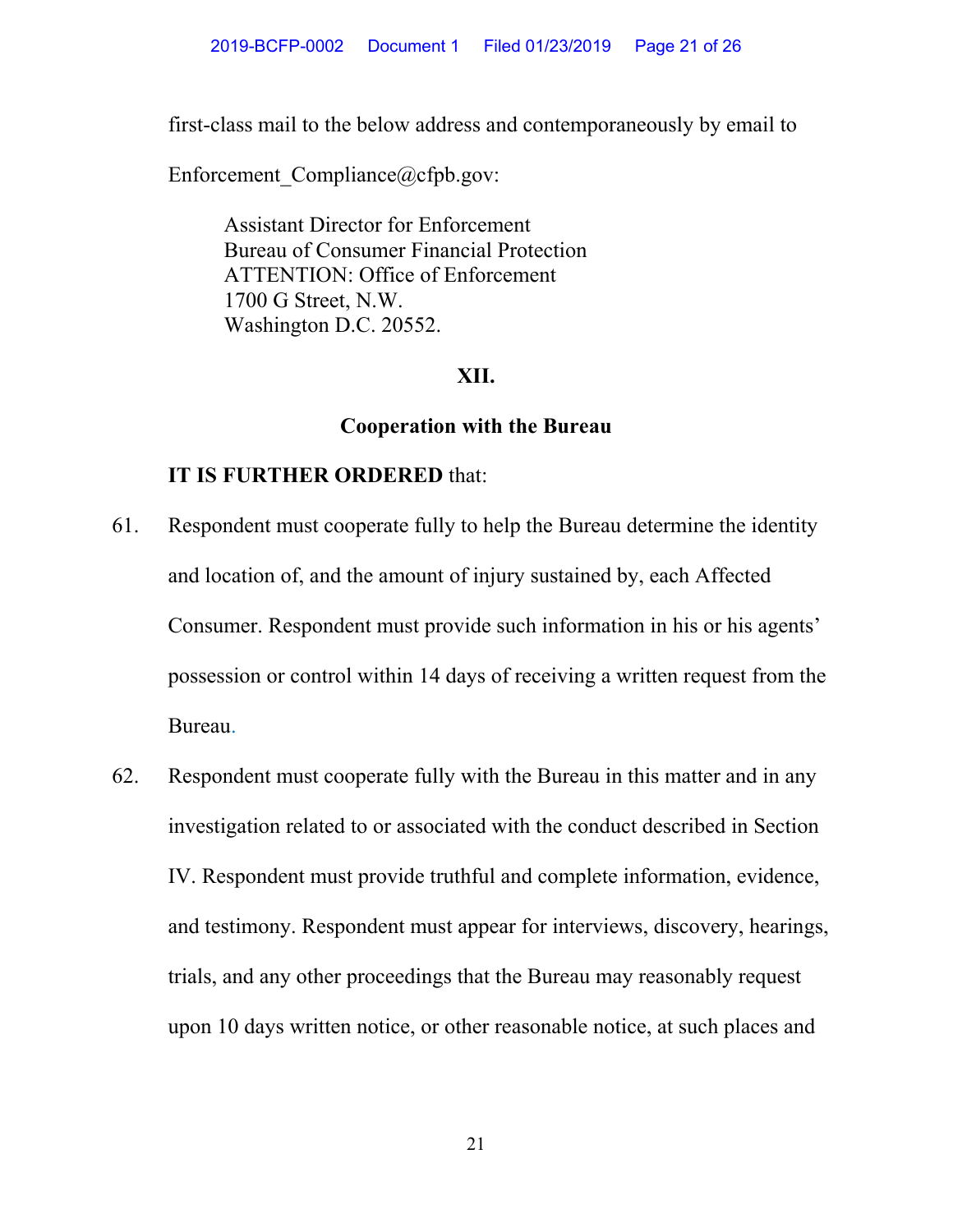first-class mail to the below address and contemporaneously by email to Enforcement_Compliance@cfpb.gov:

> Assistant Director for Enforcement
> Bureau of Consumer Financial Protection
> ATTENTION: Office of Enforcement
> 1700 G Street, N.W.
> Washington D.C. 20552.

## XII.

## Cooperation with the Bureau

**IT IS FURTHER ORDERED** that:

61. Respondent must cooperate fully to help the Bureau determine the identity and location of, and the amount of injury sustained by, each Affected Consumer. Respondent must provide such information in his or his agents' possession or control within 14 days of receiving a written request from the Bureau.

62. Respondent must cooperate fully with the Bureau in this matter and in any investigation related to or associated with the conduct described in Section IV. Respondent must provide truthful and complete information, evidence, and testimony. Respondent must appear for interviews, discovery, hearings, trials, and any other proceedings that the Bureau may reasonably request upon 10 days written notice, or other reasonable notice, at such places and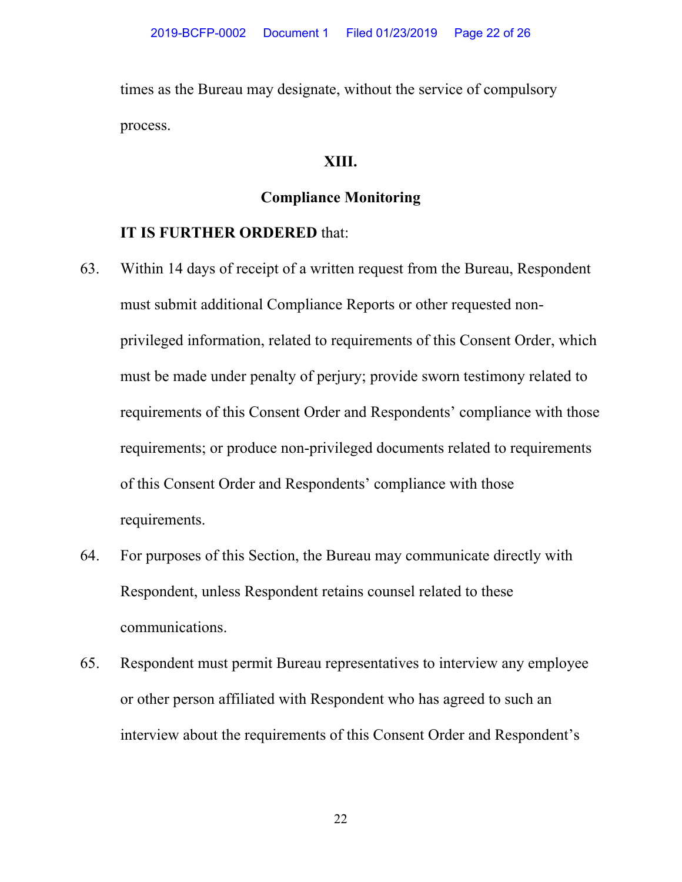times as the Bureau may designate, without the service of compulsory process.

## XIII.

## Compliance Monitoring

**IT IS FURTHER ORDERED** that:

63. Within 14 days of receipt of a written request from the Bureau, Respondent must submit additional Compliance Reports or other requested non-privileged information, related to requirements of this Consent Order, which must be made under penalty of perjury; provide sworn testimony related to requirements of this Consent Order and Respondents' compliance with those requirements; or produce non-privileged documents related to requirements of this Consent Order and Respondents' compliance with those requirements.

64. For purposes of this Section, the Bureau may communicate directly with Respondent, unless Respondent retains counsel related to these communications.

65. Respondent must permit Bureau representatives to interview any employee or other person affiliated with Respondent who has agreed to such an interview about the requirements of this Consent Order and Respondent's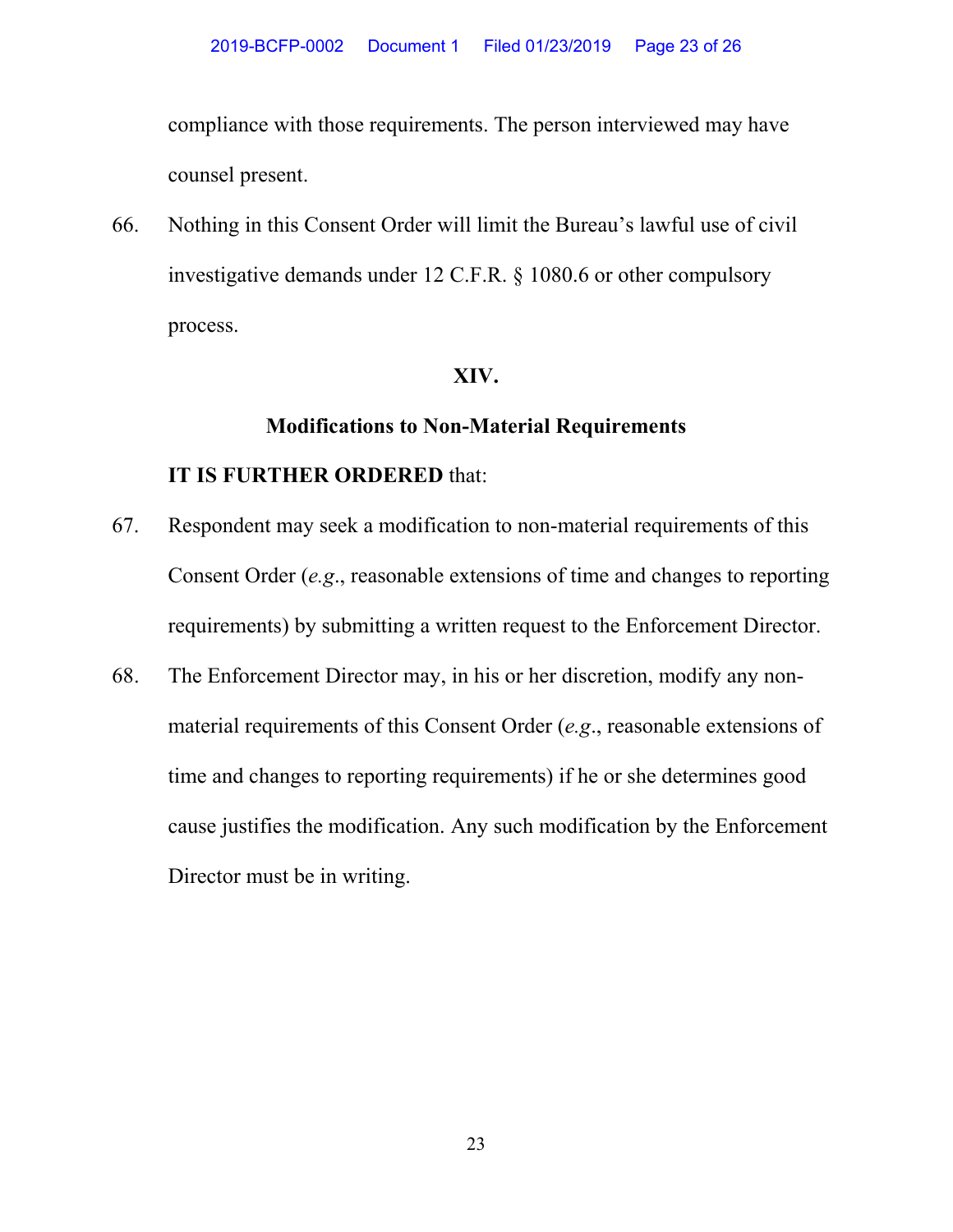compliance with those requirements. The person interviewed may have counsel present.

66. Nothing in this Consent Order will limit the Bureau's lawful use of civil investigative demands under 12 C.F.R. § 1080.6 or other compulsory process.

## XIV.

## Modifications to Non-Material Requirements

**IT IS FURTHER ORDERED** that:

67. Respondent may seek a modification to non-material requirements of this Consent Order (*e.g.*, reasonable extensions of time and changes to reporting requirements) by submitting a written request to the Enforcement Director.

68. The Enforcement Director may, in his or her discretion, modify any non-material requirements of this Consent Order (*e.g.*, reasonable extensions of time and changes to reporting requirements) if he or she determines good cause justifies the modification. Any such modification by the Enforcement Director must be in writing.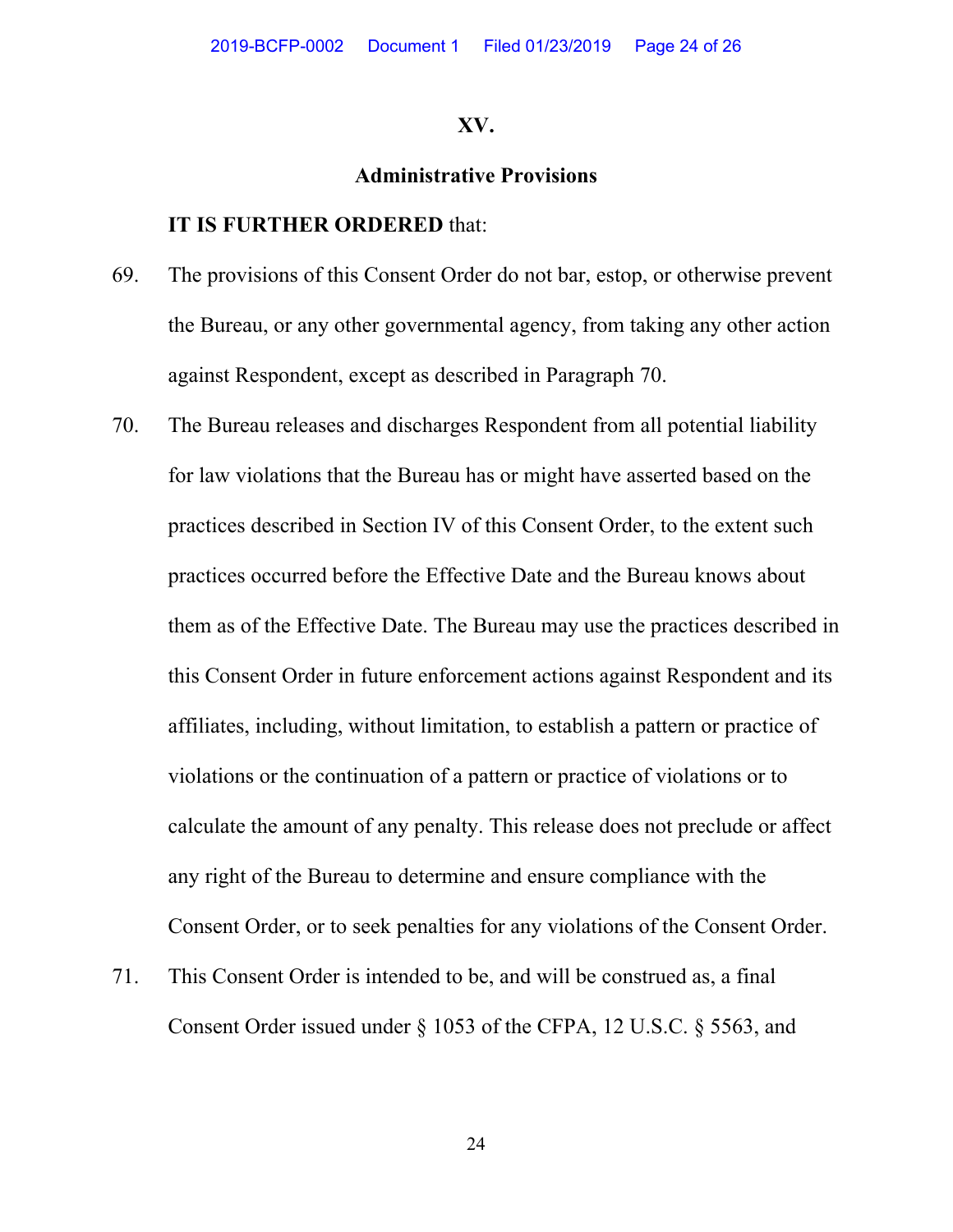## XV.

## Administrative Provisions

**IT IS FURTHER ORDERED** that:

69. The provisions of this Consent Order do not bar, estop, or otherwise prevent the Bureau, or any other governmental agency, from taking any other action against Respondent, except as described in Paragraph 70.

70. The Bureau releases and discharges Respondent from all potential liability for law violations that the Bureau has or might have asserted based on the practices described in Section IV of this Consent Order, to the extent such practices occurred before the Effective Date and the Bureau knows about them as of the Effective Date. The Bureau may use the practices described in this Consent Order in future enforcement actions against Respondent and its affiliates, including, without limitation, to establish a pattern or practice of violations or the continuation of a pattern or practice of violations or to calculate the amount of any penalty. This release does not preclude or affect any right of the Bureau to determine and ensure compliance with the Consent Order, or to seek penalties for any violations of the Consent Order.

71. This Consent Order is intended to be, and will be construed as, a final Consent Order issued under § 1053 of the CFPA, 12 U.S.C. § 5563, and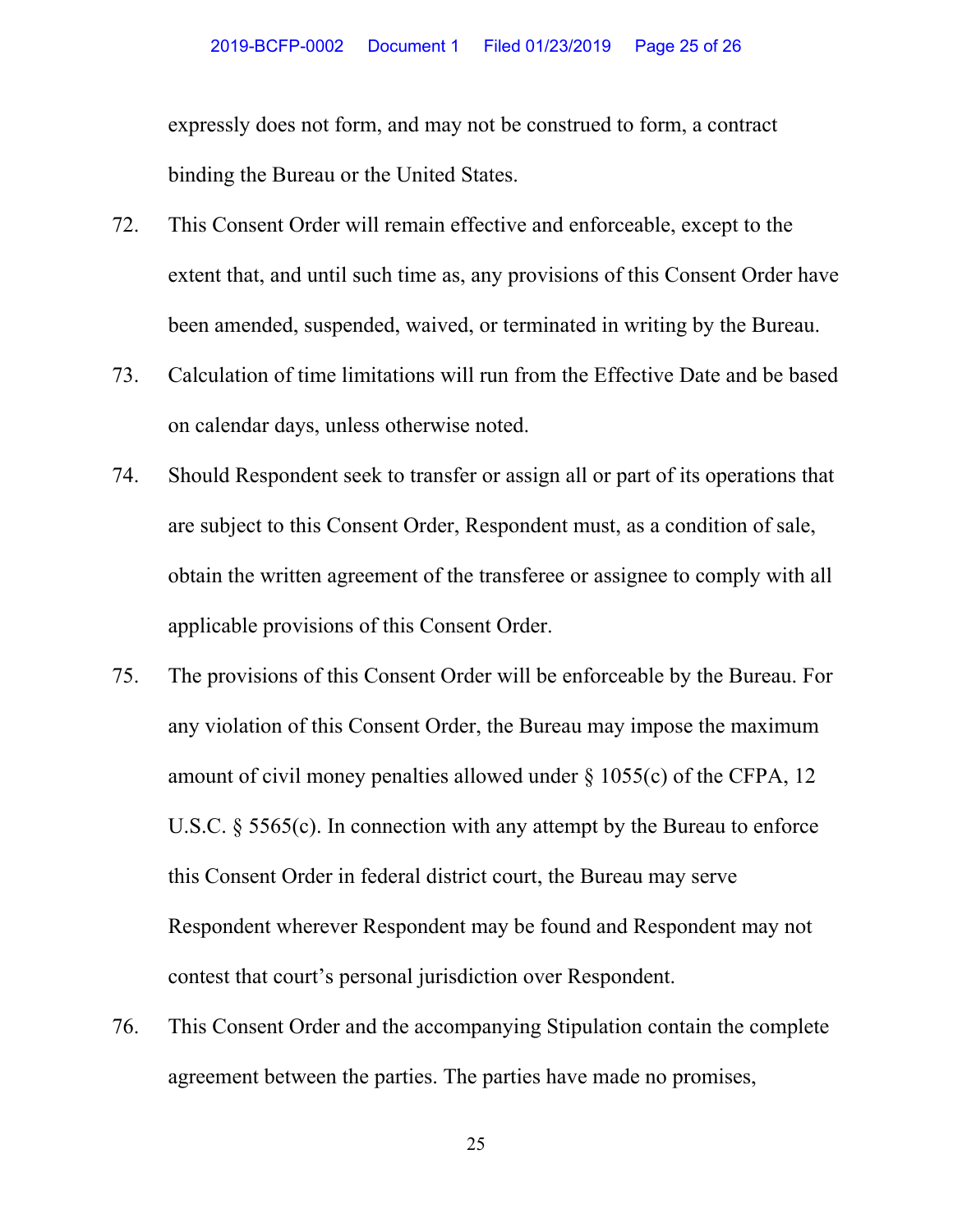expressly does not form, and may not be construed to form, a contract binding the Bureau or the United States.

72. This Consent Order will remain effective and enforceable, except to the extent that, and until such time as, any provisions of this Consent Order have been amended, suspended, waived, or terminated in writing by the Bureau.

73. Calculation of time limitations will run from the Effective Date and be based on calendar days, unless otherwise noted.

74. Should Respondent seek to transfer or assign all or part of its operations that are subject to this Consent Order, Respondent must, as a condition of sale, obtain the written agreement of the transferee or assignee to comply with all applicable provisions of this Consent Order.

75. The provisions of this Consent Order will be enforceable by the Bureau. For any violation of this Consent Order, the Bureau may impose the maximum amount of civil money penalties allowed under § 1055(c) of the CFPA, 12 U.S.C. § 5565(c). In connection with any attempt by the Bureau to enforce this Consent Order in federal district court, the Bureau may serve Respondent wherever Respondent may be found and Respondent may not contest that court's personal jurisdiction over Respondent.

76. This Consent Order and the accompanying Stipulation contain the complete agreement between the parties. The parties have made no promises,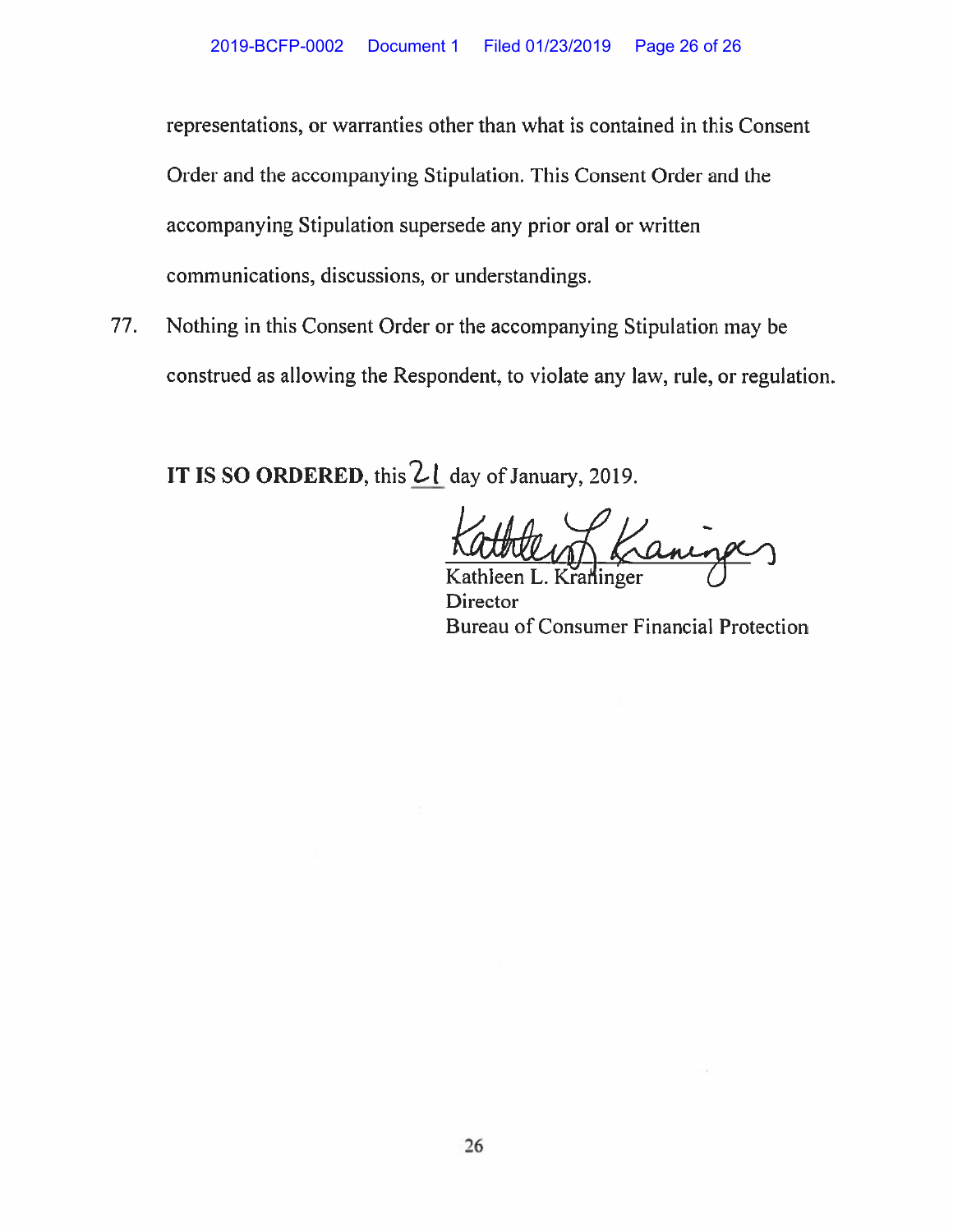representations, or warranties other than what is contained in this Consent Order and the accompanying Stipulation. This Consent Order and the accompanying Stipulation supersede any prior oral or written communications, discussions, or understandings.

77. Nothing in this Consent Order or the accompanying Stipulation may be construed as allowing the Respondent, to violate any law, rule, or regulation.

**IT IS SO ORDERED**, this 21 day of January, 2019.

Kathleen L. Kraninger
Director
Bureau of Consumer Financial Protection